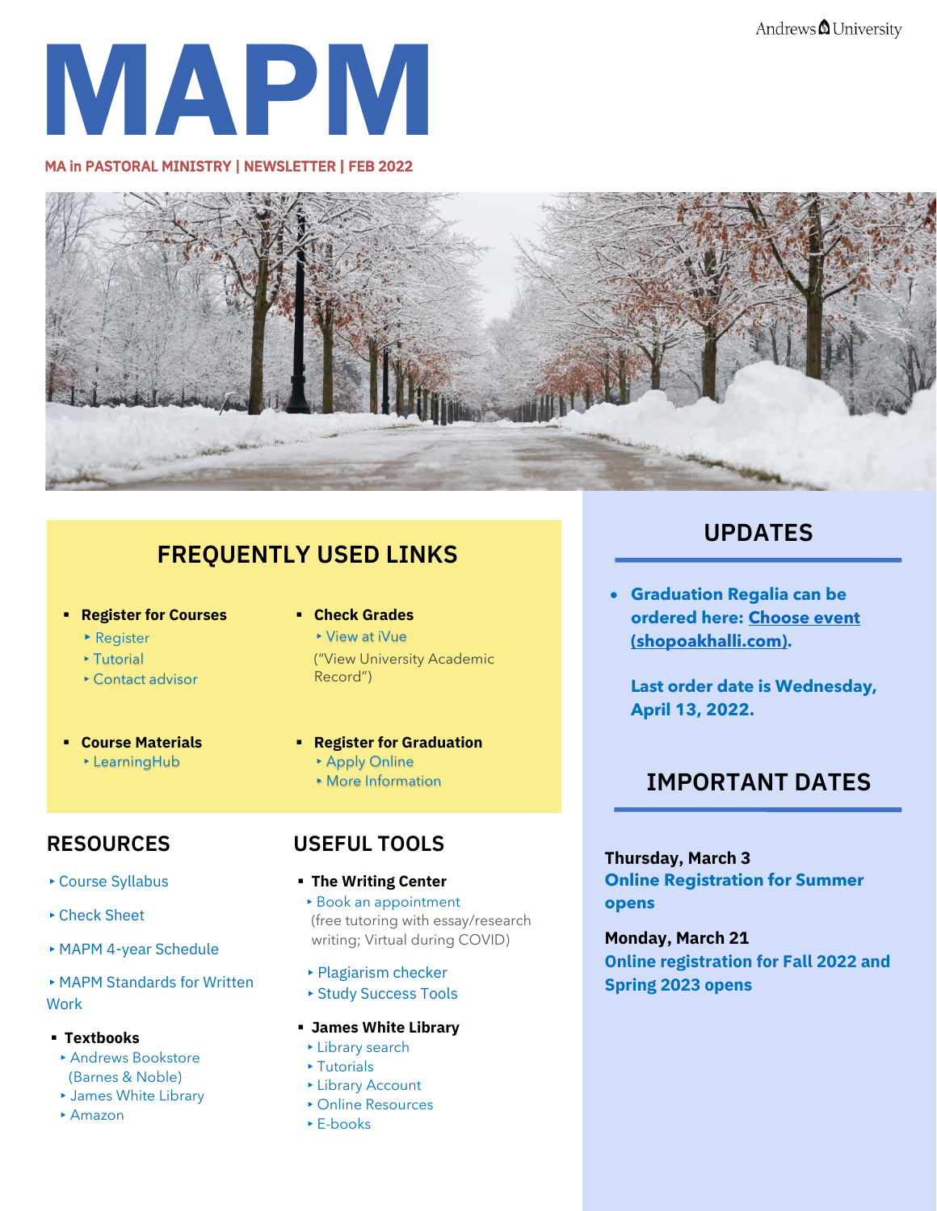Andrews University

# MAPM

**MA in PASTORAL MINISTRY | NEWSLETTER | FEB 2022**

## FREQUENTLY USED LINKS

- **Register for Courses**
  - ‣ Register
  - ‣ Tutorial
  - ‣ Contact advisor
- **Check Grades**
  - ‣ View at iVue
  
  ("View University Academic Record")
- **Course Materials**
  - ‣ LearningHub
- **Register for Graduation**
  - ‣ Apply Online
  - ‣ More Information

## RESOURCES

- ‣ Course Syllabus
- ‣ Check Sheet
- ‣ MAPM 4-year Schedule
- ‣ MAPM Standards for Written Work
- **Textbooks**
  - ‣ Andrews Bookstore (Barnes & Noble)
  - ‣ James White Library
  - ‣ Amazon

## USEFUL TOOLS

- **The Writing Center**
  - ‣ Book an appointment
  
  (free tutoring with essay/research writing; Virtual during COVID)
  - ‣ Plagiarism checker
  - ‣ Study Success Tools
- **James White Library**
  - ‣ Library search
  - ‣ Tutorials
  - ‣ Library Account
  - ‣ Online Resources
  - ‣ E-books

## UPDATES

- **Graduation Regalia can be ordered here: Choose event (shopoakhalli.com).**

  **Last order date is Wednesday, April 13, 2022.**

## IMPORTANT DATES

**Thursday, March 3**
**Online Registration for Summer opens**

**Monday, March 21**
**Online registration for Fall 2022 and Spring 2023 opens**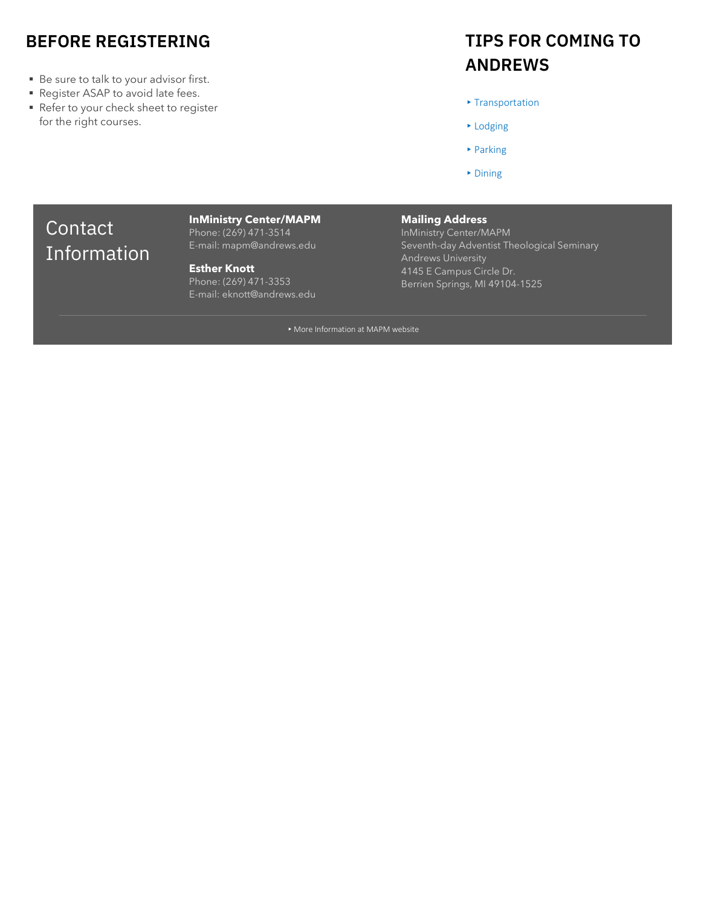## BEFORE REGISTERING

- Be sure to talk to your advisor first.
- Register ASAP to avoid late fees.
- Refer to your check sheet to register for the right courses.

## TIPS FOR COMING TO ANDREWS

- ‣ Transportation
- ‣ Lodging
- ‣ Parking
- ‣ Dining

## Contact Information

**InMinistry Center/MAPM**
Phone: (269) 471-3514
E-mail: mapm@andrews.edu

**Esther Knott**
Phone: (269) 471-3353
E-mail: eknott@andrews.edu

**Mailing Address**
InMinistry Center/MAPM
Seventh-day Adventist Theological Seminary
Andrews University
4145 E Campus Circle Dr.
Berrien Springs, MI 49104-1525

‣ More Information at MAPM website